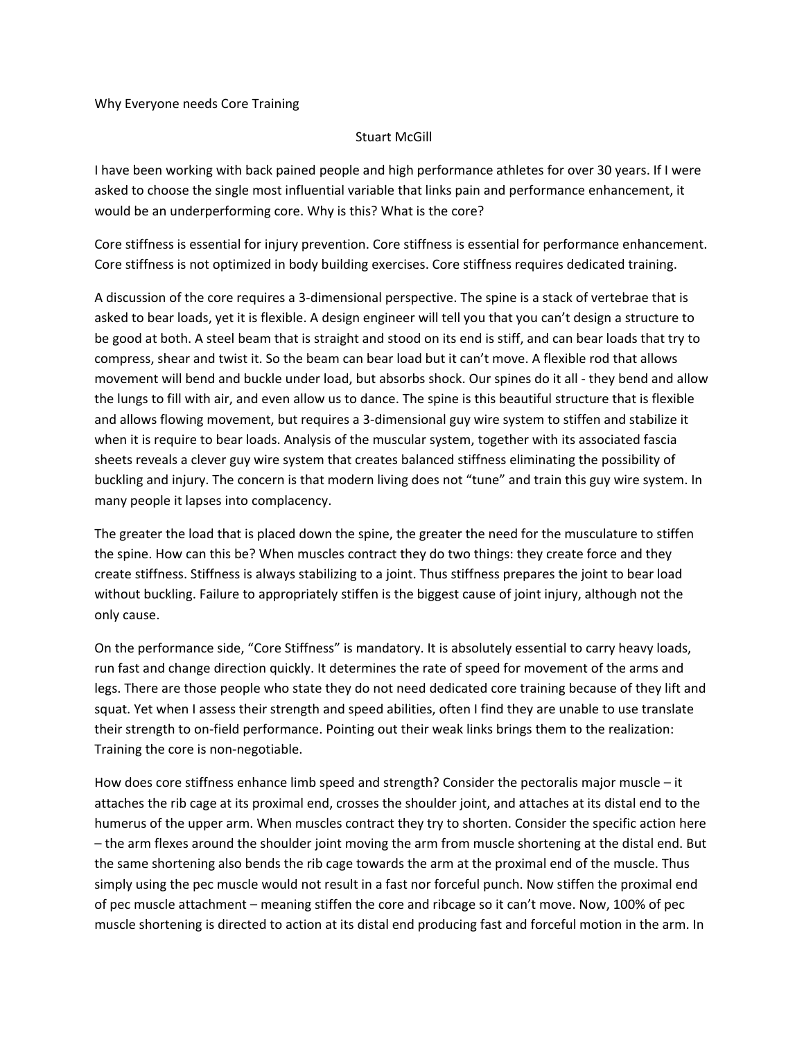# Why Everyone needs Core Training

Stuart McGill

I have been working with back pained people and high performance athletes for over 30 years. If I were asked to choose the single most influential variable that links pain and performance enhancement, it would be an underperforming core. Why is this? What is the core?

Core stiffness is essential for injury prevention. Core stiffness is essential for performance enhancement. Core stiffness is not optimized in body building exercises. Core stiffness requires dedicated training.

A discussion of the core requires a 3-dimensional perspective. The spine is a stack of vertebrae that is asked to bear loads, yet it is flexible. A design engineer will tell you that you can't design a structure to be good at both. A steel beam that is straight and stood on its end is stiff, and can bear loads that try to compress, shear and twist it. So the beam can bear load but it can't move. A flexible rod that allows movement will bend and buckle under load, but absorbs shock. Our spines do it all - they bend and allow the lungs to fill with air, and even allow us to dance. The spine is this beautiful structure that is flexible and allows flowing movement, but requires a 3-dimensional guy wire system to stiffen and stabilize it when it is require to bear loads. Analysis of the muscular system, together with its associated fascia sheets reveals a clever guy wire system that creates balanced stiffness eliminating the possibility of buckling and injury. The concern is that modern living does not "tune" and train this guy wire system. In many people it lapses into complacency.

The greater the load that is placed down the spine, the greater the need for the musculature to stiffen the spine. How can this be? When muscles contract they do two things: they create force and they create stiffness. Stiffness is always stabilizing to a joint. Thus stiffness prepares the joint to bear load without buckling. Failure to appropriately stiffen is the biggest cause of joint injury, although not the only cause.

On the performance side, "Core Stiffness" is mandatory. It is absolutely essential to carry heavy loads, run fast and change direction quickly. It determines the rate of speed for movement of the arms and legs. There are those people who state they do not need dedicated core training because of they lift and squat. Yet when I assess their strength and speed abilities, often I find they are unable to use translate their strength to on-field performance. Pointing out their weak links brings them to the realization: Training the core is non-negotiable.

How does core stiffness enhance limb speed and strength? Consider the pectoralis major muscle – it attaches the rib cage at its proximal end, crosses the shoulder joint, and attaches at its distal end to the humerus of the upper arm. When muscles contract they try to shorten. Consider the specific action here – the arm flexes around the shoulder joint moving the arm from muscle shortening at the distal end. But the same shortening also bends the rib cage towards the arm at the proximal end of the muscle. Thus simply using the pec muscle would not result in a fast nor forceful punch. Now stiffen the proximal end of pec muscle attachment – meaning stiffen the core and ribcage so it can't move. Now, 100% of pec muscle shortening is directed to action at its distal end producing fast and forceful motion in the arm. In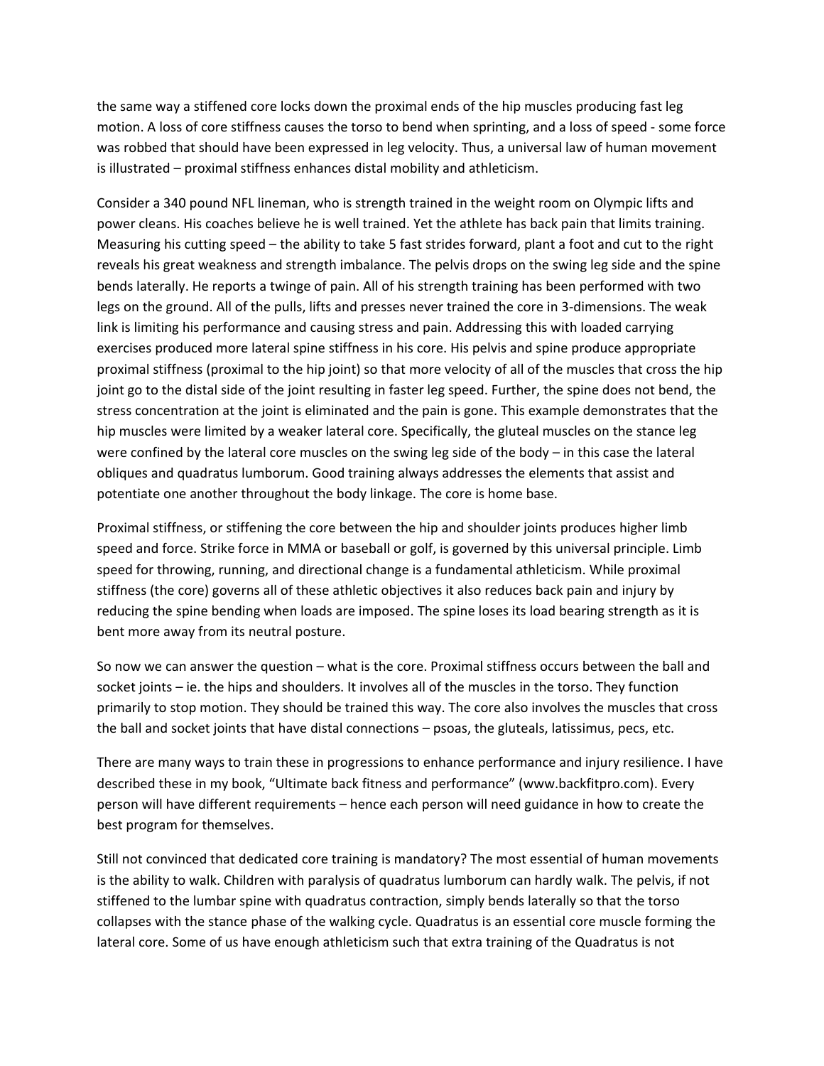the same way a stiffened core locks down the proximal ends of the hip muscles producing fast leg motion. A loss of core stiffness causes the torso to bend when sprinting, and a loss of speed - some force was robbed that should have been expressed in leg velocity. Thus, a universal law of human movement is illustrated – proximal stiffness enhances distal mobility and athleticism.

Consider a 340 pound NFL lineman, who is strength trained in the weight room on Olympic lifts and power cleans. His coaches believe he is well trained. Yet the athlete has back pain that limits training. Measuring his cutting speed – the ability to take 5 fast strides forward, plant a foot and cut to the right reveals his great weakness and strength imbalance. The pelvis drops on the swing leg side and the spine bends laterally. He reports a twinge of pain. All of his strength training has been performed with two legs on the ground. All of the pulls, lifts and presses never trained the core in 3-dimensions. The weak link is limiting his performance and causing stress and pain. Addressing this with loaded carrying exercises produced more lateral spine stiffness in his core. His pelvis and spine produce appropriate proximal stiffness (proximal to the hip joint) so that more velocity of all of the muscles that cross the hip joint go to the distal side of the joint resulting in faster leg speed. Further, the spine does not bend, the stress concentration at the joint is eliminated and the pain is gone. This example demonstrates that the hip muscles were limited by a weaker lateral core. Specifically, the gluteal muscles on the stance leg were confined by the lateral core muscles on the swing leg side of the body – in this case the lateral obliques and quadratus lumborum. Good training always addresses the elements that assist and potentiate one another throughout the body linkage. The core is home base.

Proximal stiffness, or stiffening the core between the hip and shoulder joints produces higher limb speed and force. Strike force in MMA or baseball or golf, is governed by this universal principle. Limb speed for throwing, running, and directional change is a fundamental athleticism. While proximal stiffness (the core) governs all of these athletic objectives it also reduces back pain and injury by reducing the spine bending when loads are imposed. The spine loses its load bearing strength as it is bent more away from its neutral posture.

So now we can answer the question – what is the core. Proximal stiffness occurs between the ball and socket joints – ie. the hips and shoulders. It involves all of the muscles in the torso. They function primarily to stop motion. They should be trained this way. The core also involves the muscles that cross the ball and socket joints that have distal connections – psoas, the gluteals, latissimus, pecs, etc.

There are many ways to train these in progressions to enhance performance and injury resilience. I have described these in my book, "Ultimate back fitness and performance" (www.backfitpro.com). Every person will have different requirements – hence each person will need guidance in how to create the best program for themselves.

Still not convinced that dedicated core training is mandatory? The most essential of human movements is the ability to walk. Children with paralysis of quadratus lumborum can hardly walk. The pelvis, if not stiffened to the lumbar spine with quadratus contraction, simply bends laterally so that the torso collapses with the stance phase of the walking cycle. Quadratus is an essential core muscle forming the lateral core. Some of us have enough athleticism such that extra training of the Quadratus is not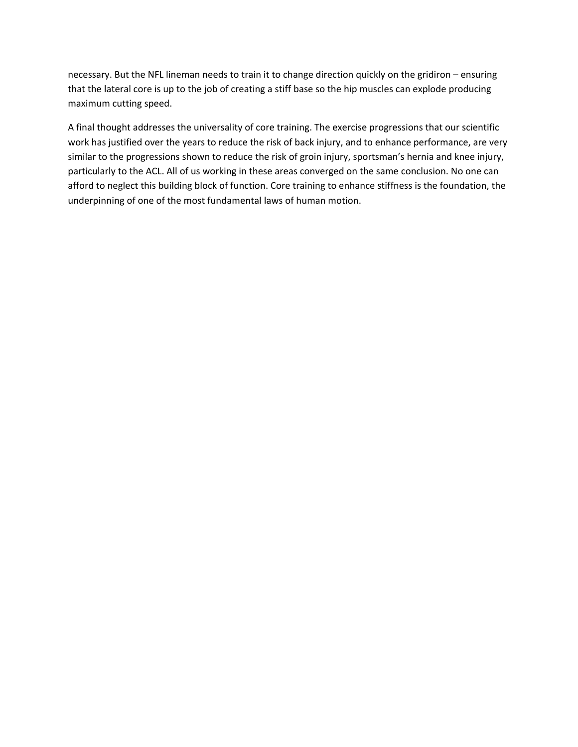necessary. But the NFL lineman needs to train it to change direction quickly on the gridiron – ensuring that the lateral core is up to the job of creating a stiff base so the hip muscles can explode producing maximum cutting speed.

A final thought addresses the universality of core training. The exercise progressions that our scientific work has justified over the years to reduce the risk of back injury, and to enhance performance, are very similar to the progressions shown to reduce the risk of groin injury, sportsman's hernia and knee injury, particularly to the ACL. All of us working in these areas converged on the same conclusion. No one can afford to neglect this building block of function. Core training to enhance stiffness is the foundation, the underpinning of one of the most fundamental laws of human motion.